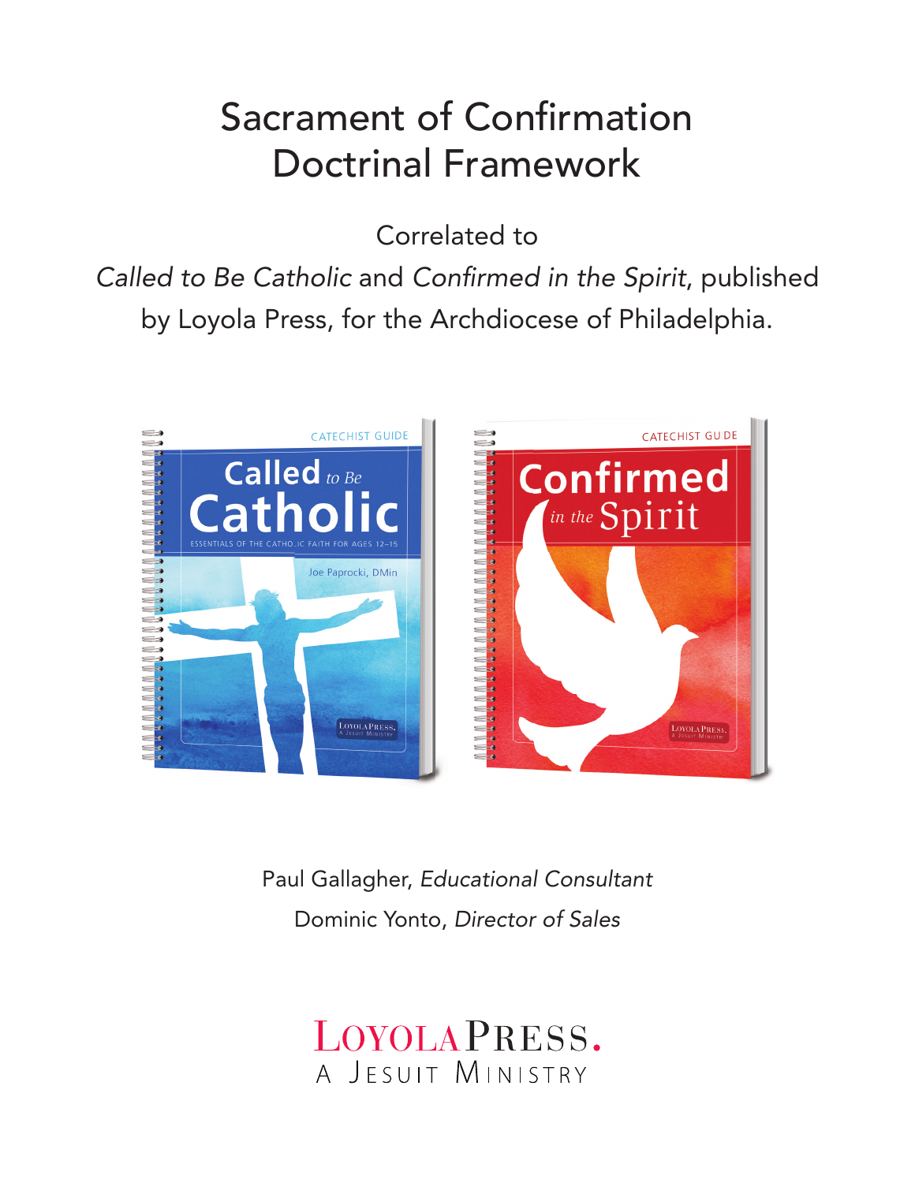# Sacrament of Confirmation Doctrinal Framework

Correlated to

*Called to Be Catholic* and *Confirmed in the Spirit*, published by Loyola Press, for the Archdiocese of Philadelphia.

Paul Gallagher, *Educational Consultant*

Dominic Yonto, *Director of Sales*

LOYOLA PRESS.
A JESUIT MINISTRY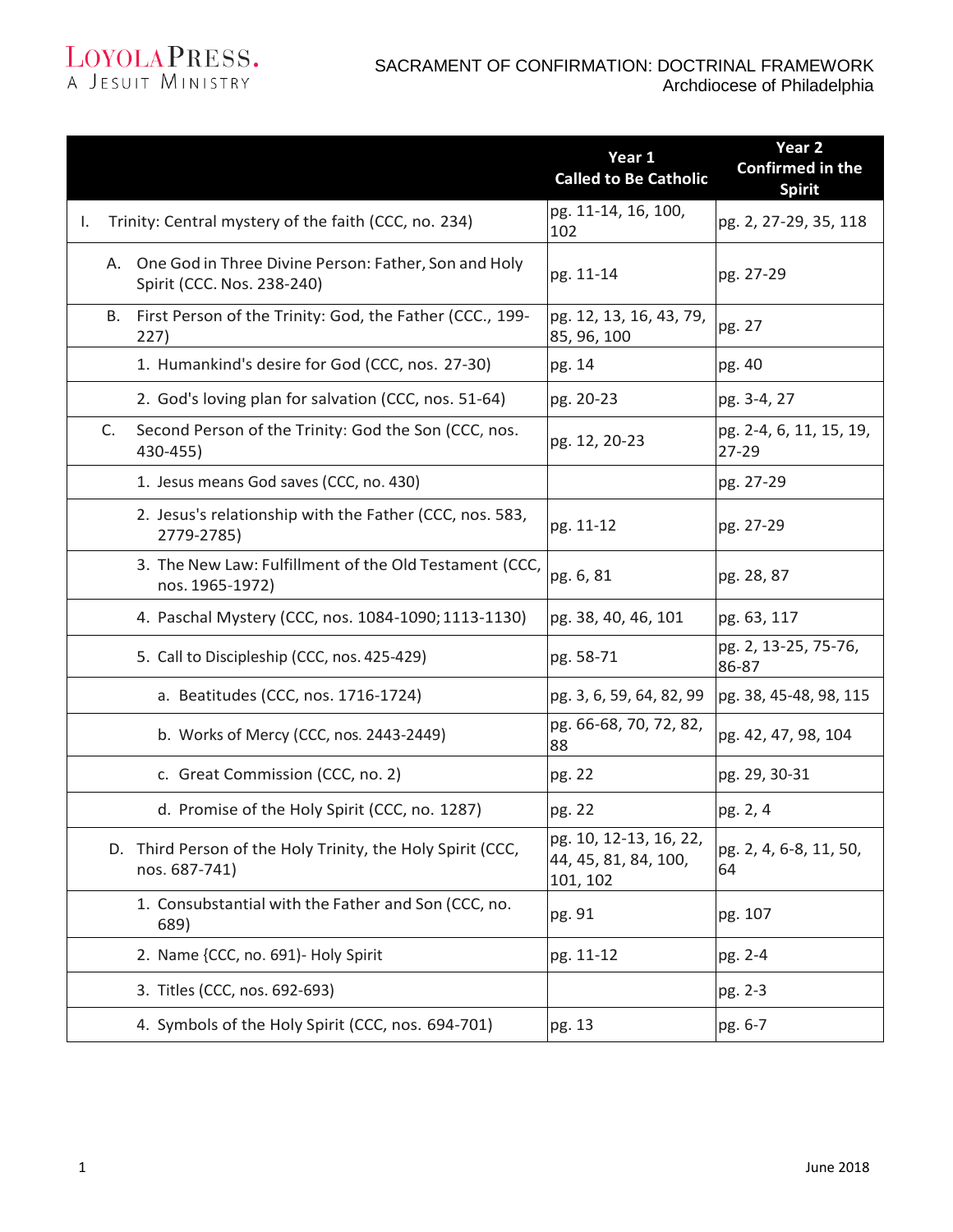# SACRAMENT OF CONFIRMATION: DOCTRINAL FRAMEWORK

Archdiocese of Philadelphia

| | Year 1 Called to Be Catholic | Year 2 Confirmed in the Spirit |
|---|---|---|
| I. Trinity: Central mystery of the faith (CCC, no. 234) | pg. 11-14, 16, 100, 102 | pg. 2, 27-29, 35, 118 |
| A. One God in Three Divine Person: Father, Son and Holy Spirit (CCC. Nos. 238-240) | pg. 11-14 | pg. 27-29 |
| B. First Person of the Trinity: God, the Father (CCC., 199-227) | pg. 12, 13, 16, 43, 79, 85, 96, 100 | pg. 27 |
| 1. Humankind's desire for God (CCC, nos. 27-30) | pg. 14 | pg. 40 |
| 2. God's loving plan for salvation (CCC, nos. 51-64) | pg. 20-23 | pg. 3-4, 27 |
| C. Second Person of the Trinity: God the Son (CCC, nos. 430-455) | pg. 12, 20-23 | pg. 2-4, 6, 11, 15, 19, 27-29 |
| 1. Jesus means God saves (CCC, no. 430) | | pg. 27-29 |
| 2. Jesus's relationship with the Father (CCC, nos. 583, 2779-2785) | pg. 11-12 | pg. 27-29 |
| 3. The New Law: Fulfillment of the Old Testament (CCC, nos. 1965-1972) | pg. 6, 81 | pg. 28, 87 |
| 4. Paschal Mystery (CCC, nos. 1084-1090; 1113-1130) | pg. 38, 40, 46, 101 | pg. 63, 117 |
| 5. Call to Discipleship (CCC, nos. 425-429) | pg. 58-71 | pg. 2, 13-25, 75-76, 86-87 |
| a. Beatitudes (CCC, nos. 1716-1724) | pg. 3, 6, 59, 64, 82, 99 | pg. 38, 45-48, 98, 115 |
| b. Works of Mercy (CCC, nos. 2443-2449) | pg. 66-68, 70, 72, 82, 88 | pg. 42, 47, 98, 104 |
| c. Great Commission (CCC, no. 2) | pg. 22 | pg. 29, 30-31 |
| d. Promise of the Holy Spirit (CCC, no. 1287) | pg. 22 | pg. 2, 4 |
| D. Third Person of the Holy Trinity, the Holy Spirit (CCC, nos. 687-741) | pg. 10, 12-13, 16, 22, 44, 45, 81, 84, 100, 101, 102 | pg. 2, 4, 6-8, 11, 50, 64 |
| 1. Consubstantial with the Father and Son (CCC, no. 689) | pg. 91 | pg. 107 |
| 2. Name {CCC, no. 691)- Holy Spirit | pg. 11-12 | pg. 2-4 |
| 3. Titles (CCC, nos. 692-693) | | pg. 2-3 |
| 4. Symbols of the Holy Spirit (CCC, nos. 694-701) | pg. 13 | pg. 6-7 |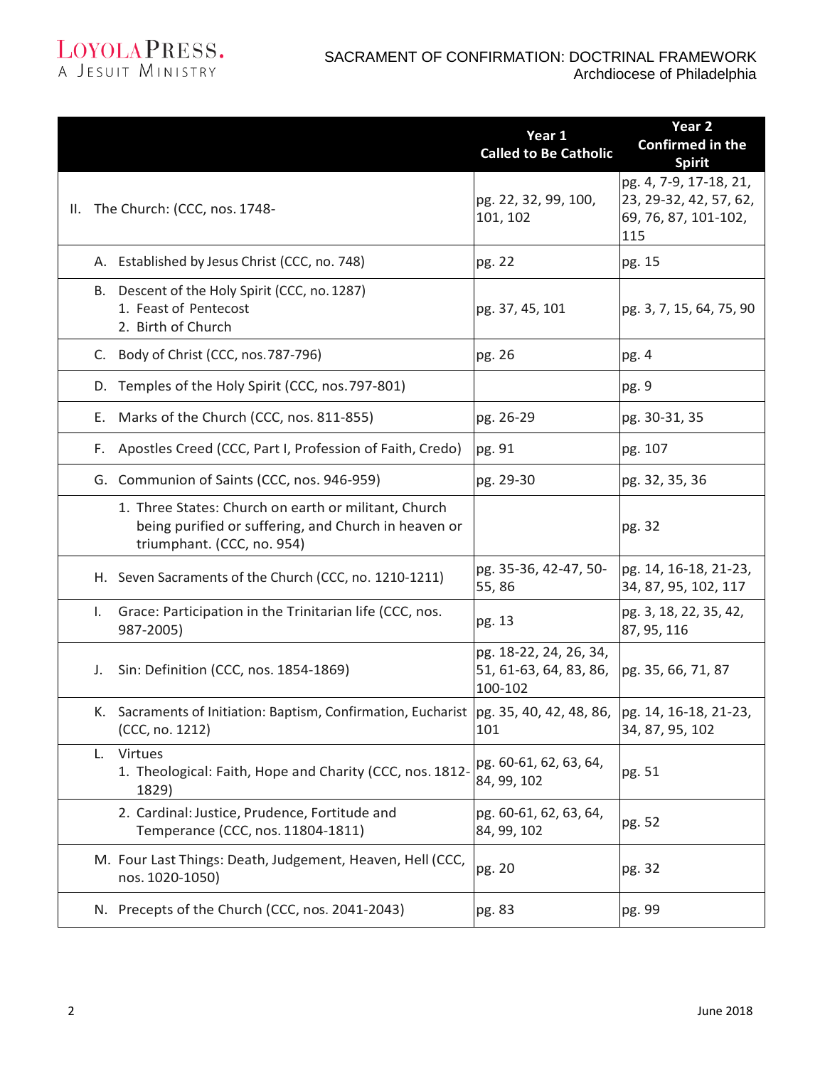| | Year 1 Called to Be Catholic | Year 2 Confirmed in the Spirit |
|---|---|---|
| II. The Church: (CCC, nos. 1748- | pg. 22, 32, 99, 100, 101, 102 | pg. 4, 7-9, 17-18, 21, 23, 29-32, 42, 57, 62, 69, 76, 87, 101-102, 115 |
| A. Established by Jesus Christ (CCC, no. 748) | pg. 22 | pg. 15 |
| B. Descent of the Holy Spirit (CCC, no. 1287) 1. Feast of Pentecost 2. Birth of Church | pg. 37, 45, 101 | pg. 3, 7, 15, 64, 75, 90 |
| C. Body of Christ (CCC, nos. 787-796) | pg. 26 | pg. 4 |
| D. Temples of the Holy Spirit (CCC, nos. 797-801) | | pg. 9 |
| E. Marks of the Church (CCC, nos. 811-855) | pg. 26-29 | pg. 30-31, 35 |
| F. Apostles Creed (CCC, Part I, Profession of Faith, Credo) | pg. 91 | pg. 107 |
| G. Communion of Saints (CCC, nos. 946-959) | pg. 29-30 | pg. 32, 35, 36 |
| 1. Three States: Church on earth or militant, Church being purified or suffering, and Church in heaven or triumphant. (CCC, no. 954) | | pg. 32 |
| H. Seven Sacraments of the Church (CCC, no. 1210-1211) | pg. 35-36, 42-47, 50-55, 86 | pg. 14, 16-18, 21-23, 34, 87, 95, 102, 117 |
| I. Grace: Participation in the Trinitarian life (CCC, nos. 987-2005) | pg. 13 | pg. 3, 18, 22, 35, 42, 87, 95, 116 |
| J. Sin: Definition (CCC, nos. 1854-1869) | pg. 18-22, 24, 26, 34, 51, 61-63, 64, 83, 86, 100-102 | pg. 35, 66, 71, 87 |
| K. Sacraments of Initiation: Baptism, Confirmation, Eucharist (CCC, no. 1212) | pg. 35, 40, 42, 48, 86, 101 | pg. 14, 16-18, 21-23, 34, 87, 95, 102 |
| L. Virtues 1. Theological: Faith, Hope and Charity (CCC, nos. 1812-1829) | pg. 60-61, 62, 63, 64, 84, 99, 102 | pg. 51 |
| 2. Cardinal: Justice, Prudence, Fortitude and Temperance (CCC, nos. 11804-1811) | pg. 60-61, 62, 63, 64, 84, 99, 102 | pg. 52 |
| M. Four Last Things: Death, Judgement, Heaven, Hell (CCC, nos. 1020-1050) | pg. 20 | pg. 32 |
| N. Precepts of the Church (CCC, nos. 2041-2043) | pg. 83 | pg. 99 |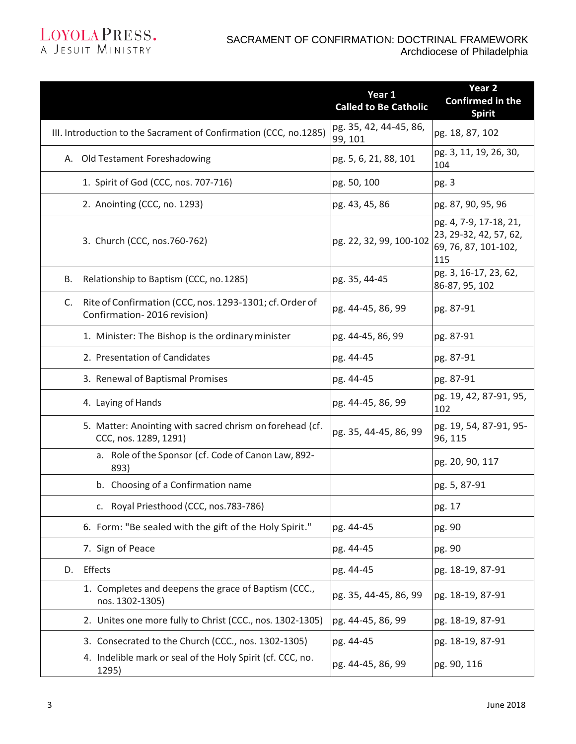| | Year 1 Called to Be Catholic | Year 2 Confirmed in the Spirit |
|---|---|---|
| III. Introduction to the Sacrament of Confirmation (CCC, no.1285) | pg. 35, 42, 44-45, 86, 99, 101 | pg. 18, 87, 102 |
| A. Old Testament Foreshadowing | pg. 5, 6, 21, 88, 101 | pg. 3, 11, 19, 26, 30, 104 |
| 1. Spirit of God (CCC, nos. 707-716) | pg. 50, 100 | pg. 3 |
| 2. Anointing (CCC, no. 1293) | pg. 43, 45, 86 | pg. 87, 90, 95, 96 |
| 3. Church (CCC, nos.760-762) | pg. 22, 32, 99, 100-102 | pg. 4, 7-9, 17-18, 21, 23, 29-32, 42, 57, 62, 69, 76, 87, 101-102, 115 |
| B. Relationship to Baptism (CCC, no.1285) | pg. 35, 44-45 | pg. 3, 16-17, 23, 62, 86-87, 95, 102 |
| C. Rite of Confirmation (CCC, nos. 1293-1301; cf. Order of Confirmation- 2016 revision) | pg. 44-45, 86, 99 | pg. 87-91 |
| 1. Minister: The Bishop is the ordinary minister | pg. 44-45, 86, 99 | pg. 87-91 |
| 2. Presentation of Candidates | pg. 44-45 | pg. 87-91 |
| 3. Renewal of Baptismal Promises | pg. 44-45 | pg. 87-91 |
| 4. Laying of Hands | pg. 44-45, 86, 99 | pg. 19, 42, 87-91, 95, 102 |
| 5. Matter: Anointing with sacred chrism on forehead (cf. CCC, nos. 1289, 1291) | pg. 35, 44-45, 86, 99 | pg. 19, 54, 87-91, 95-96, 115 |
| a. Role of the Sponsor (cf. Code of Canon Law, 892-893) | | pg. 20, 90, 117 |
| b. Choosing of a Confirmation name | | pg. 5, 87-91 |
| c. Royal Priesthood (CCC, nos.783-786) | | pg. 17 |
| 6. Form: "Be sealed with the gift of the Holy Spirit." | pg. 44-45 | pg. 90 |
| 7. Sign of Peace | pg. 44-45 | pg. 90 |
| D. Effects | pg. 44-45 | pg. 18-19, 87-91 |
| 1. Completes and deepens the grace of Baptism (CCC., nos. 1302-1305) | pg. 35, 44-45, 86, 99 | pg. 18-19, 87-91 |
| 2. Unites one more fully to Christ (CCC., nos. 1302-1305) | pg. 44-45, 86, 99 | pg. 18-19, 87-91 |
| 3. Consecrated to the Church (CCC., nos. 1302-1305) | pg. 44-45 | pg. 18-19, 87-91 |
| 4. Indelible mark or seal of the Holy Spirit (cf. CCC, no. 1295) | pg. 44-45, 86, 99 | pg. 90, 116 |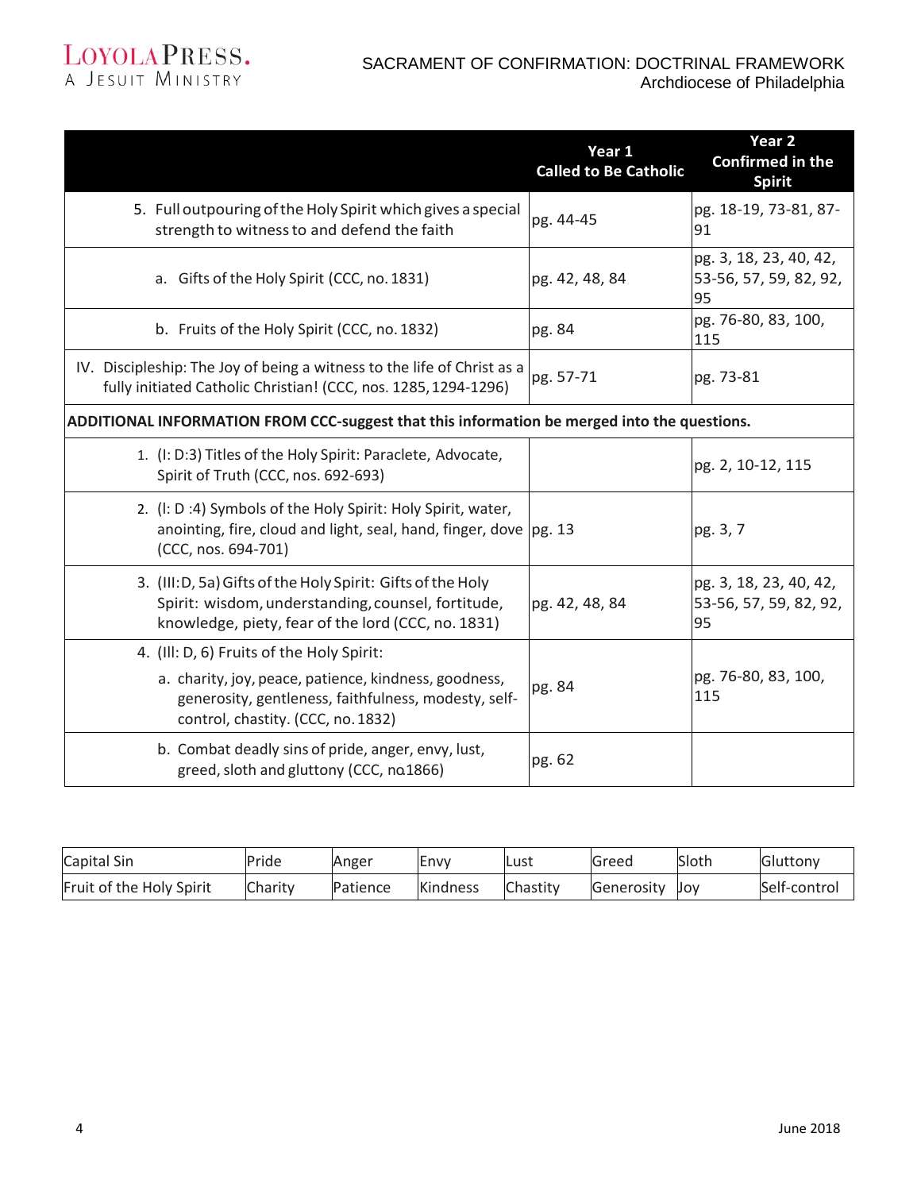| | Year 1 Called to Be Catholic | Year 2 Confirmed in the Spirit |
|---|---|---|
| 5. Full outpouring of the Holy Spirit which gives a special strength to witness to and defend the faith | pg. 44-45 | pg. 18-19, 73-81, 87-91 |
| a. Gifts of the Holy Spirit (CCC, no. 1831) | pg. 42, 48, 84 | pg. 3, 18, 23, 40, 42, 53-56, 57, 59, 82, 92, 95 |
| b. Fruits of the Holy Spirit (CCC, no. 1832) | pg. 84 | pg. 76-80, 83, 100, 115 |
| IV. Discipleship: The Joy of being a witness to the life of Christ as a fully initiated Catholic Christian! (CCC, nos. 1285, 1294-1296) | pg. 57-71 | pg. 73-81 |
| **ADDITIONAL INFORMATION FROM CCC-suggest that this information be merged into the questions.** | | |
| 1. (I: D:3) Titles of the Holy Spirit: Paraclete, Advocate, Spirit of Truth (CCC, nos. 692-693) | | pg. 2, 10-12, 115 |
| 2. (I: D :4) Symbols of the Holy Spirit: Holy Spirit, water, anointing, fire, cloud and light, seal, hand, finger, dove (CCC, nos. 694-701) | pg. 13 | pg. 3, 7 |
| 3. (III:D, 5a) Gifts of the Holy Spirit: Gifts of the Holy Spirit: wisdom, understanding, counsel, fortitude, knowledge, piety, fear of the lord (CCC, no. 1831) | pg. 42, 48, 84 | pg. 3, 18, 23, 40, 42, 53-56, 57, 59, 82, 92, 95 |
| 4. (III: D, 6) Fruits of the Holy Spirit: a. charity, joy, peace, patience, kindness, goodness, generosity, gentleness, faithfulness, modesty, self-control, chastity. (CCC, no. 1832) | pg. 84 | pg. 76-80, 83, 100, 115 |
| b. Combat deadly sins of pride, anger, envy, lust, greed, sloth and gluttony (CCC, no. 1866) | pg. 62 | |

| | | | | | | | |
|---|---|---|---|---|---|---|---|
| Capital Sin | Pride | Anger | Envy | Lust | Greed | Sloth | Gluttony |
| Fruit of the Holy Spirit | Charity | Patience | Kindness | Chastity | Generosity | Joy | Self-control |